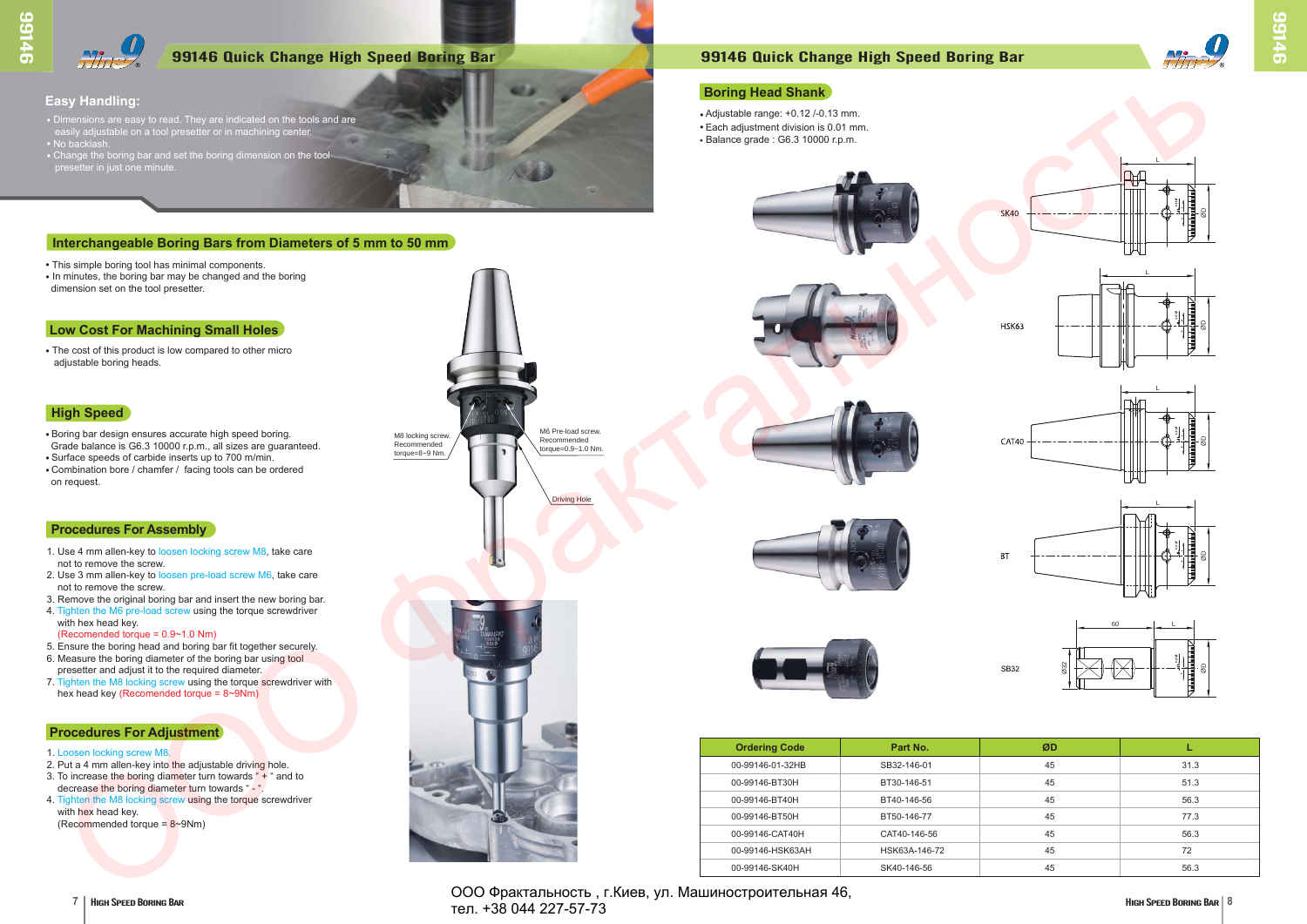# 99146 Quick Change High Speed Boring Bar

## Easy Handling:

- Dimensions are easy to read. They are indicated on the tools and are easily adjustable on a tool presetter or in machining center.
- No backlash.
- Change the boring bar and set the boring dimension on the tool presetter in just one minute.

## Interchangeable Boring Bars from Diameters of 5 mm to 50 mm

- This simple boring tool has minimal components.
- In minutes, the boring bar may be changed and the boring dimension set on the tool presetter.

## Low Cost For Machining Small Holes

- The cost of this product is low compared to other micro adjustable boring heads.

## High Speed

- Boring bar design ensures accurate high speed boring. Grade balance is G6.3 10000 r.p.m., all sizes are guaranteed.
- Surface speeds of carbide inserts up to 700 m/min.
- Combination bore / chamfer / facing tools can be ordered on request.

M8 locking screw. Recommended torque=8~9 Nm.

M6 Pre-load screw. Recommended torque=0.9~1.0 Nm.

Driving Hole

## Procedures For Assembly

1. Use 4 mm allen-key to loosen locking screw M8, take care not to remove the screw.
2. Use 3 mm allen-key to loosen pre-load screw M6, take care not to remove the screw.
3. Remove the original boring bar and insert the new boring bar.
4. Tighten the M6 pre-load screw using the torque screwdriver with hex head key. (Recomended torque = 0.9~1.0 Nm)
5. Ensure the boring head and boring bar fit together securely.
6. Measure the boring diameter of the boring bar using tool presetter and adjust it to the required diameter.
7. Tighten the M8 locking screw using the torque screwdriver with hex head key (Recomended torque = 8~9Nm)

## Procedures For Adjustment

1. Loosen locking screw M8.
2. Put a 4 mm allen-key into the adjustable driving hole.
3. To increase the boring diameter turn towards " + " and to decrease the boring diameter turn towards " - ".
4. Tighten the M8 locking screw using the torque screwdriver with hex head key. (Recommended torque = 8~9Nm)

# 99146 Quick Change High Speed Boring Bar

## Boring Head Shank

- Adjustable range: +0.12 /-0.13 mm.
- Each adjustment division is 0.01 mm.
- Balance grade : G6.3 10000 r.p.m.

SK40

HSK63

CAT40

BT

SB32

| Ordering Code | Part No. | ØD | L |
|---|---|---|---|
| 00-99146-01-32HB | SB32-146-01 | 45 | 31.3 |
| 00-99146-BT30H | BT30-146-51 | 45 | 51.3 |
| 00-99146-BT40H | BT40-146-56 | 45 | 56.3 |
| 00-99146-BT50H | BT50-146-77 | 45 | 77.3 |
| 00-99146-CAT40H | CAT40-146-56 | 45 | 56.3 |
| 00-99146-HSK63AH | HSK63A-146-72 | 45 | 72 |
| 00-99146-SK40H | SK40-146-56 | 45 | 56.3 |

ООО Фрактальность , г.Киев, ул. Машиностроительная 46,
тел. +38 044 227-57-73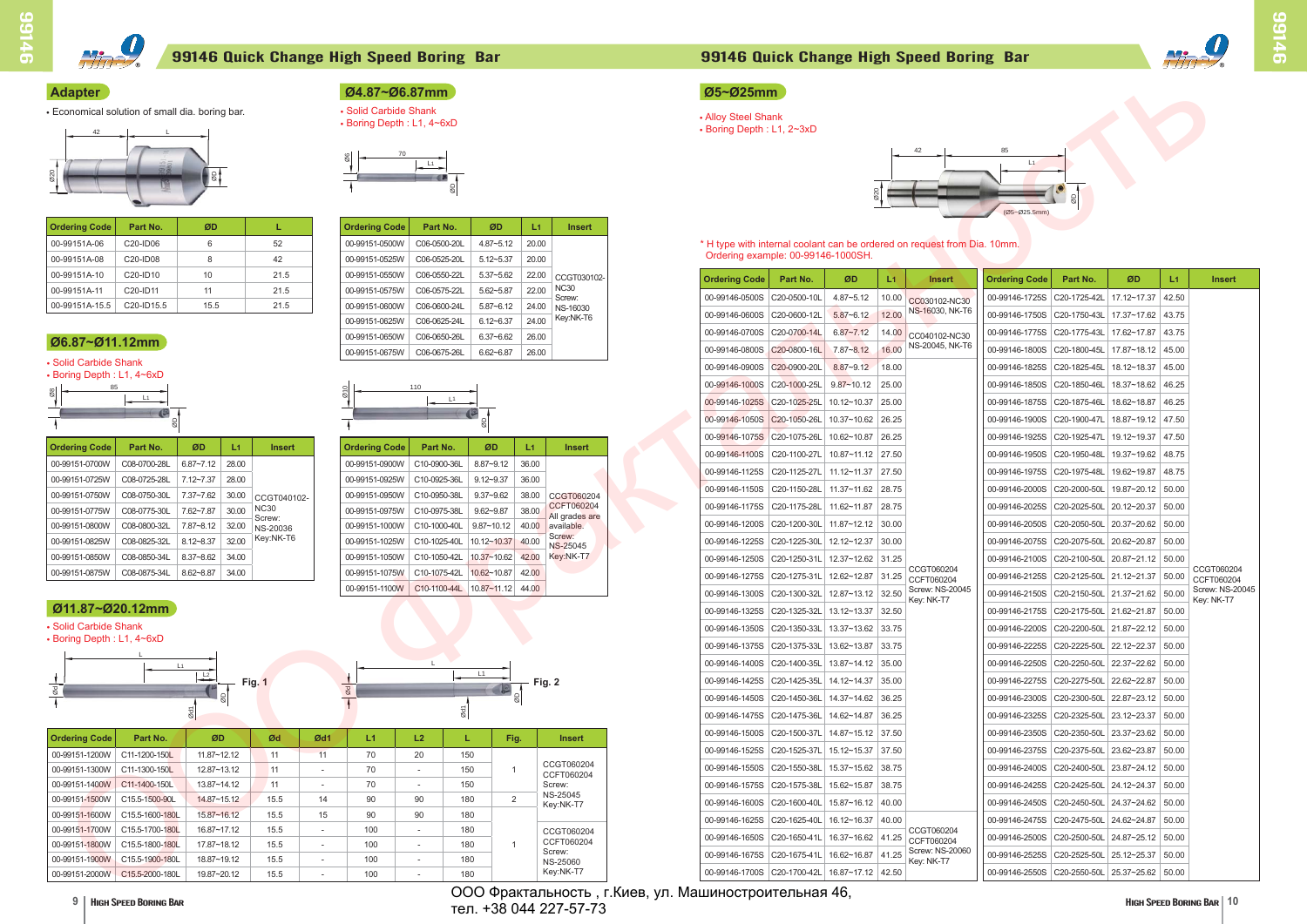# 99146 Quick Change High Speed Boring Bar

## Adapter

• Economical solution of small dia. boring bar.

| Ordering Code | Part No. | ØD | L |
|---|---|---|---|
| 00-99151A-06 | C20-ID06 | 6 | 52 |
| 00-99151A-08 | C20-ID08 | 8 | 42 |
| 00-99151A-10 | C20-ID10 | 10 | 21.5 |
| 00-99151A-11 | C20-ID11 | 11 | 21.5 |
| 00-99151A-15.5 | C20-ID15.5 | 15.5 | 21.5 |

## Ø6.87~Ø11.12mm

• Solid Carbide Shank
• Boring Depth : L1, 4~6xD

| Ordering Code | Part No. | ØD | L1 | Insert |
|---|---|---|---|---|
| 00-99151-0700W | C08-0700-28L | 6.87~7.12 | 28.00 | CCGT040102-NC30 Screw: NS-20036 Key:NK-T6 |
| 00-99151-0725W | C08-0725-28L | 7.12~7.37 | 28.00 | |
| 00-99151-0750W | C08-0750-30L | 7.37~7.62 | 30.00 | |
| 00-99151-0775W | C08-0775-30L | 7.62~7.87 | 30.00 | |
| 00-99151-0800W | C08-0800-32L | 7.87~8.12 | 32.00 | |
| 00-99151-0825W | C08-0825-32L | 8.12~8.37 | 32.00 | |
| 00-99151-0850W | C08-0850-34L | 8.37~8.62 | 34.00 | |
| 00-99151-0875W | C08-0875-34L | 8.62~8.87 | 34.00 | |

## Ø11.87~Ø20.12mm

• Solid Carbide Shank
• Boring Depth : L1, 4~6xD

Fig. 1

Fig. 2

| Ordering Code | Part No. | ØD | Ød | Ød1 | L1 | L2 | L | Fig. | Insert |
|---|---|---|---|---|---|---|---|---|---|
| 00-99151-1200W | C11-1200-150L | 11.87~12.12 | 11 | 11 | 70 | 20 | 150 | | CCGT060204 CCFT060204 Screw: NS-25045 Key:NK-T7 |
| 00-99151-1300W | C11-1300-150L | 12.87~13.12 | 11 | - | 70 | - | 150 | 1 | |
| 00-99151-1400W | C11-1400-150L | 13.87~14.12 | 11 | - | 70 | - | 150 | | |
| 00-99151-1500W | C15.5-1500-90L | 14.87~15.12 | 15.5 | 14 | 90 | 90 | 180 | 2 | |
| 00-99151-1600W | C15.5-1600-180L | 15.87~16.12 | 15.5 | 15 | 90 | 90 | 180 | | CCGT060204 CCFT060204 Screw: NS-25060 Key:NK-T7 |
| 00-99151-1700W | C15.5-1700-180L | 16.87~17.12 | 15.5 | - | 100 | - | 180 | 1 | |
| 00-99151-1800W | C15.5-1800-180L | 17.87~18.12 | 15.5 | - | 100 | - | 180 | | |
| 00-99151-1900W | C15.5-1900-180L | 18.87~19.12 | 15.5 | - | 100 | - | 180 | | |
| 00-99151-2000W | C15.5-2000-180L | 19.87~20.12 | 15.5 | - | 100 | - | 180 | | |

## Ø4.87~Ø6.87mm

• Solid Carbide Shank
• Boring Depth : L1, 4~6xD

| Ordering Code | Part No. | ØD | L1 | Insert |
|---|---|---|---|---|
| 00-99151-0500W | C06-0500-20L | 4.87~5.12 | 20.00 | CCGT030102-NC30 Screw: NS-16030 Key:NK-T6 |
| 00-99151-0525W | C06-0525-20L | 5.12~5.37 | 20.00 | |
| 00-99151-0550W | C06-0550-22L | 5.37~5.62 | 22.00 | |
| 00-99151-0575W | C06-0575-22L | 5.62~5.87 | 22.00 | |
| 00-99151-0600W | C06-0600-24L | 5.87~6.12 | 24.00 | |
| 00-99151-0625W | C06-0625-24L | 6.12~6.37 | 24.00 | |
| 00-99151-0650W | C06-0650-26L | 6.37~6.62 | 26.00 | |
| 00-99151-0675W | C06-0675-26L | 6.62~6.87 | 26.00 | |

| Ordering Code | Part No. | ØD | L1 | Insert |
|---|---|---|---|---|
| 00-99151-0900W | C10-0900-36L | 8.87~9.12 | 36.00 | CCGT060204 CCFT060204 All grades are available. Screw: NS-25045 Key:NK-T7 |
| 00-99151-0925W | C10-0925-36L | 9.12~9.37 | 36.00 | |
| 00-99151-0950W | C10-0950-38L | 9.37~9.62 | 38.00 | |
| 00-99151-0975W | C10-0975-38L | 9.62~9.87 | 38.00 | |
| 00-99151-1000W | C10-1000-40L | 9.87~10.12 | 40.00 | |
| 00-99151-1025W | C10-1025-40L | 10.12~10.37 | 40.00 | |
| 00-99151-1050W | C10-1050-42L | 10.37~10.62 | 42.00 | |
| 00-99151-1075W | C10-1075-42L | 10.62~10.87 | 42.00 | |
| 00-99151-1100W | C10-1100-44L | 10.87~11.12 | 44.00 | |

## Ø5~Ø25mm

• Alloy Steel Shank
• Boring Depth : L1, 2~3xD

(Ø5~Ø25.5mm)

\* H type with internal coolant can be ordered on request from Dia. 10mm.
Ordering example: 00-99146-1000SH.

| Ordering Code | Part No. | ØD | L1 | Insert |
|---|---|---|---|---|
| 00-99146-0500S | C20-0500-10L | 4.87~5.12 | 10.00 | CC030102-NC30 NS-16030, NK-T6 |
| 00-99146-0600S | C20-0600-12L | 5.87~6.12 | 12.00 | |
| 00-99146-0700S | C20-0700-14L | 6.87~7.12 | 14.00 | CC040102-NC30 NS-20045, NK-T6 |
| 00-99146-0800S | C20-0800-16L | 7.87~8.12 | 16.00 | |
| 00-99146-0900S | C20-0900-20L | 8.87~9.12 | 18.00 | CCGT060204 CCFT060204 Screw: NS-20045 Key: NK-T7 |
| 00-99146-1000S | C20-1000-25L | 9.87~10.12 | 25.00 | |
| 00-99146-1025S | C20-1025-25L | 10.12~10.37 | 25.00 | |
| 00-99146-1050S | C20-1050-26L | 10.37~10.62 | 26.25 | |
| 00-99146-1075S | C20-1075-26L | 10.62~10.87 | 26.25 | |
| 00-99146-1100S | C20-1100-27L | 10.87~11.12 | 27.50 | |
| 00-99146-1125S | C20-1125-27L | 11.12~11.37 | 27.50 | |
| 00-99146-1150S | C20-1150-28L | 11.37~11.62 | 28.75 | |
| 00-99146-1175S | C20-1175-28L | 11.62~11.87 | 28.75 | |
| 00-99146-1200S | C20-1200-30L | 11.87~12.12 | 30.00 | |
| 00-99146-1225S | C20-1225-30L | 12.12~12.37 | 30.00 | |
| 00-99146-1250S | C20-1250-31L | 12.37~12.62 | 31.25 | |
| 00-99146-1275S | C20-1275-31L | 12.62~12.87 | 31.25 | |
| 00-99146-1300S | C20-1300-32L | 12.87~13.12 | 32.50 | |
| 00-99146-1325S | C20-1325-32L | 13.12~13.37 | 32.50 | |
| 00-99146-1350S | C20-1350-33L | 13.37~13.62 | 33.75 | |
| 00-99146-1375S | C20-1375-33L | 13.62~13.87 | 33.75 | |
| 00-99146-1400S | C20-1400-35L | 13.87~14.12 | 35.00 | |
| 00-99146-1425S | C20-1425-35L | 14.12~14.37 | 35.00 | |
| 00-99146-1450S | C20-1450-36L | 14.37~14.62 | 36.25 | |
| 00-99146-1475S | C20-1475-36L | 14.62~14.87 | 36.25 | |
| 00-99146-1500S | C20-1500-37L | 14.87~15.12 | 37.50 | |
| 00-99146-1525S | C20-1525-37L | 15.12~15.37 | 37.50 | |
| 00-99146-1550S | C20-1550-38L | 15.37~15.62 | 38.75 | |
| 00-99146-1575S | C20-1575-38L | 15.62~15.87 | 38.75 | |
| 00-99146-1600S | C20-1600-40L | 15.87~16.12 | 40.00 | |
| 00-99146-1625S | C20-1625-40L | 16.12~16.37 | 40.00 | CCGT060204 CCFT060204 Screw: NS-20060 Key: NK-T7 |
| 00-99146-1650S | C20-1650-41L | 16.37~16.62 | 41.25 | |
| 00-99146-1675S | C20-1675-41L | 16.62~16.87 | 41.25 | |
| 00-99146-1700S | C20-1700-42L | 16.87~17.12 | 42.50 | |

| Ordering Code | Part No. | ØD | L1 | Insert |
|---|---|---|---|---|
| 00-99146-1725S | C20-1725-42L | 17.12~17.37 | 42.50 | CCGT060204 CCFT060204 Screw: NS-20045 Key: NK-T7 |
| 00-99146-1750S | C20-1750-43L | 17.37~17.62 | 43.75 | |
| 00-99146-1775S | C20-1775-43L | 17.62~17.87 | 43.75 | |
| 00-99146-1800S | C20-1800-45L | 17.87~18.12 | 45.00 | |
| 00-99146-1825S | C20-1825-45L | 18.12~18.37 | 45.00 | |
| 00-99146-1850S | C20-1850-46L | 18.37~18.62 | 46.25 | |
| 00-99146-1875S | C20-1875-46L | 18.62~18.87 | 46.25 | |
| 00-99146-1900S | C20-1900-47L | 18.87~19.12 | 47.50 | |
| 00-99146-1925S | C20-1925-47L | 19.12~19.37 | 47.50 | |
| 00-99146-1950S | C20-1950-48L | 19.37~19.62 | 48.75 | |
| 00-99146-1975S | C20-1975-48L | 19.62~19.87 | 48.75 | |
| 00-99146-2000S | C20-2000-50L | 19.87~20.12 | 50.00 | |
| 00-99146-2025S | C20-2025-50L | 20.12~20.37 | 50.00 | |
| 00-99146-2050S | C20-2050-50L | 20.37~20.62 | 50.00 | |
| 00-99146-2075S | C20-2075-50L | 20.62~20.87 | 50.00 | |
| 00-99146-2100S | C20-2100-50L | 20.87~21.12 | 50.00 | |
| 00-99146-2125S | C20-2125-50L | 21.12~21.37 | 50.00 | |
| 00-99146-2150S | C20-2150-50L | 21.37~21.62 | 50.00 | |
| 00-99146-2175S | C20-2175-50L | 21.62~21.87 | 50.00 | |
| 00-99146-2200S | C20-2200-50L | 21.87~22.12 | 50.00 | |
| 00-99146-2225S | C20-2225-50L | 22.12~22.37 | 50.00 | |
| 00-99146-2250S | C20-2250-50L | 22.37~22.62 | 50.00 | |
| 00-99146-2275S | C20-2275-50L | 22.62~22.87 | 50.00 | |
| 00-99146-2300S | C20-2300-50L | 22.87~23.12 | 50.00 | |
| 00-99146-2325S | C20-2325-50L | 23.12~23.37 | 50.00 | |
| 00-99146-2350S | C20-2350-50L | 23.37~23.62 | 50.00 | |
| 00-99146-2375S | C20-2375-50L | 23.62~23.87 | 50.00 | |
| 00-99146-2400S | C20-2400-50L | 23.87~24.12 | 50.00 | |
| 00-99146-2425S | C20-2425-50L | 24.12~24.37 | 50.00 | |
| 00-99146-2450S | C20-2450-50L | 24.37~24.62 | 50.00 | |
| 00-99146-2475S | C20-2475-50L | 24.62~24.87 | 50.00 | |
| 00-99146-2500S | C20-2500-50L | 24.87~25.12 | 50.00 | |
| 00-99146-2525S | C20-2525-50L | 25.12~25.37 | 50.00 | |
| 00-99146-2550S | C20-2550-50L | 25.37~25.62 | 50.00 | |

ООО Фрактальность , г.Киев, ул. Машиностроительная 46,
тел. +38 044 227-57-73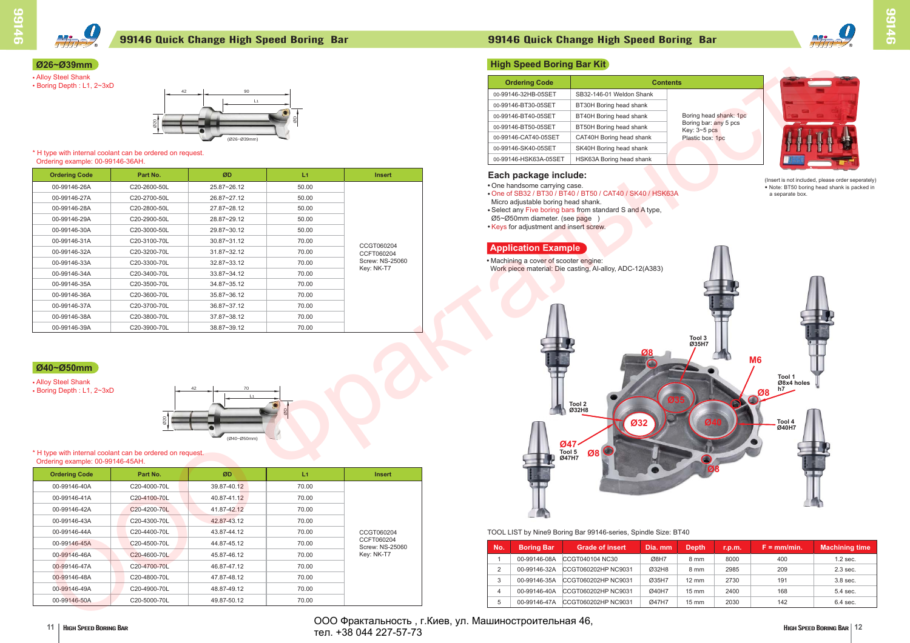## 99146 Quick Change High Speed Boring Bar

### Ø26~Ø39mm

- Alloy Steel Shank
- Boring Depth : L1, 2~3xD

\* H type with internal coolant can be ordered on request.
Ordering example: 00-99146-36AH.

| Ordering Code | Part No. | ØD | L1 | Insert |
|---|---|---|---|---|
| 00-99146-26A | C20-2600-50L | 25.87~26.12 | 50.00 | CCGT060204 CCFT060204 Screw: NS-25060 Key: NK-T7 |
| 00-99146-27A | C20-2700-50L | 26.87~27.12 | 50.00 | |
| 00-99146-28A | C20-2800-50L | 27.87~28.12 | 50.00 | |
| 00-99146-29A | C20-2900-50L | 28.87~29.12 | 50.00 | |
| 00-99146-30A | C20-3000-50L | 29.87~30.12 | 50.00 | |
| 00-99146-31A | C20-3100-70L | 30.87~31.12 | 70.00 | |
| 00-99146-32A | C20-3200-70L | 31.87~32.12 | 70.00 | |
| 00-99146-33A | C20-3300-70L | 32.87~33.12 | 70.00 | |
| 00-99146-34A | C20-3400-70L | 33.87~34.12 | 70.00 | |
| 00-99146-35A | C20-3500-70L | 34.87~35.12 | 70.00 | |
| 00-99146-36A | C20-3600-70L | 35.87~36.12 | 70.00 | |
| 00-99146-37A | C20-3700-70L | 36.87~37.12 | 70.00 | |
| 00-99146-38A | C20-3800-70L | 37.87~38.12 | 70.00 | |
| 00-99146-39A | C20-3900-70L | 38.87~39.12 | 70.00 | |

### Ø40~Ø50mm

- Alloy Steel Shank
- Boring Depth : L1, 2~3xD

\* H type with internal coolant can be ordered on request.
Ordering example: 00-99146-45AH.

| Ordering Code | Part No. | ØD | L1 | Insert |
|---|---|---|---|---|
| 00-99146-40A | C20-4000-70L | 39.87-40.12 | 70.00 | CCGT060204 CCFT060204 Screw: NS-25060 Key: NK-T7 |
| 00-99146-41A | C20-4100-70L | 40.87-41.12 | 70.00 | |
| 00-99146-42A | C20-4200-70L | 41.87-42.12 | 70.00 | |
| 00-99146-43A | C20-4300-70L | 42.87-43.12 | 70.00 | |
| 00-99146-44A | C20-4400-70L | 43.87-44.12 | 70.00 | |
| 00-99146-45A | C20-4500-70L | 44.87-45.12 | 70.00 | |
| 00-99146-46A | C20-4600-70L | 45.87-46.12 | 70.00 | |
| 00-99146-47A | C20-4700-70L | 46.87-47.12 | 70.00 | |
| 00-99146-48A | C20-4800-70L | 47.87-48.12 | 70.00 | |
| 00-99146-49A | C20-4900-70L | 48.87-49.12 | 70.00 | |
| 00-99146-50A | C20-5000-70L | 49.87-50.12 | 70.00 | |

### High Speed Boring Bar Kit

| Ordering Code | Contents | |
|---|---|---|
| 00-99146-32HB-05SET | SB32-146-01 Weldon Shank | Boring head shank: 1pc Boring bar: any 5 pcs Key: 3~5 pcs Plastic box: 1pc |
| 00-99146-BT30-05SET | BT30H Boring head shank | |
| 00-99146-BT40-05SET | BT40H Boring head shank | |
| 00-99146-BT50-05SET | BT50H Boring head shank | |
| 00-99146-CAT40-05SET | CAT40H Boring head shank | |
| 00-99146-SK40-05SET | SK40H Boring head shank | |
| 00-99146-HSK63A-05SET | HSK63A Boring head shank | |

(Insert is not included, please order seperately)
- Note: BT50 boring head shank is packed in a separate box.

**Each package include:**

- One handsome carrying case.
- One of SB32 / BT30 / BT40 / BT50 / CAT40 / SK40 / HSK63A Micro adjustable boring head shank.
- Select any Five boring bars from standard S and A type, Ø5~Ø50mm diameter. (see page )
- Keys for adjustment and insert screw.

### Application Example

- Machining a cover of scooter engine:
  Work piece material: Die casting, Al-alloy, ADC-12(A383)

Tool 1 Ø8x4 holes h7; Tool 2 Ø32H8; Tool 3 Ø35H7; Tool 4 Ø40H7; Tool 5 Ø47H7

TOOL LIST by Nine9 Boring Bar 99146-series, Spindle Size: BT40

| No. | Boring Bar | Grade of insert | Dia. mm | Depth | r.p.m. | F = mm/min. | Machining time |
|---|---|---|---|---|---|---|---|
| 1 | 00-99146-08A | CCGT040104 NC30 | Ø8H7 | 8 mm | 8000 | 400 | 1.2 sec. |
| 2 | 00-99146-32A | CCGT060202HP NC9031 | Ø32H8 | 8 mm | 2985 | 209 | 2.3 sec. |
| 3 | 00-99146-35A | CCGT060202HP NC9031 | Ø35H7 | 12 mm | 2730 | 191 | 3.8 sec. |
| 4 | 00-99146-40A | CCGT060202HP NC9031 | Ø40H7 | 15 mm | 2400 | 168 | 5.4 sec. |
| 5 | 00-99146-47A | CCGT060202HP NC9031 | Ø47H7 | 15 mm | 2030 | 142 | 6.4 sec. |

ООО Фрактальность , г.Киев, ул. Машиностроительная 46,
тел. +38 044 227-57-73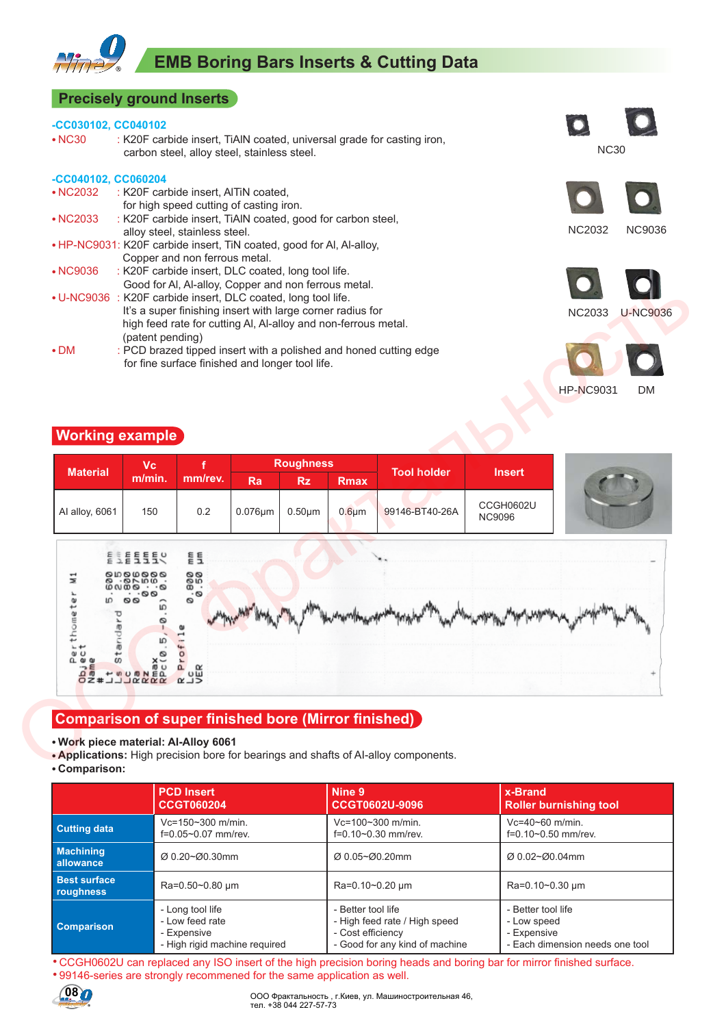# EMB Boring Bars Inserts & Cutting Data

## Precisely ground Inserts

**-CC030102, CC040102**

- NC30 : K20F carbide insert, TiAlN coated, universal grade for casting iron, carbon steel, alloy steel, stainless steel.

**-CC040102, CC060204**

- NC2032 : K20F carbide insert, AlTiN coated, for high speed cutting of casting iron.
- NC2033 : K20F carbide insert, TiAlN coated, good for carbon steel, alloy steel, stainless steel.
- HP-NC9031: K20F carbide insert, TiN coated, good for Al, Al-alloy, Copper and non ferrous metal.
- NC9036 : K20F carbide insert, DLC coated, long tool life. Good for Al, Al-alloy, Copper and non ferrous metal.
- U-NC9036 : K20F carbide insert, DLC coated, long tool life. It's a super finishing insert with large corner radius for high feed rate for cutting Al, Al-alloy and non-ferrous metal. (patent pending)
- DM : PCD brazed tipped insert with a polished and honed cutting edge for fine surface finished and longer tool life.

NC30

NC2032 NC9036

NC2033 U-NC9036

HP-NC9031 DM

## Working example

| Material | Vc m/min. | f mm/rev. | Roughness | | | Tool holder | Insert |
|---|---|---|---|---|---|---|---|
| | | | Ra | Rz | Rmax | | |
| Al alloy, 6061 | 150 | 0.2 | 0.076µm | 0.50µm | 0.6µm | 99146-BT40-26A | CCGH0602U NC9096 |

## Comparison of super finished bore (Mirror finished)

- **Work piece material: Al-Alloy 6061**
- **Applications:** High precision bore for bearings and shafts of Al-alloy components.
- **Comparison:**

| | PCD Insert CCGT060204 | Nine 9 CCGT0602U-9096 | x-Brand Roller burnishing tool |
|---|---|---|---|
| Cutting data | Vc=150~300 m/min. f=0.05~0.07 mm/rev. | Vc=100~300 m/min. f=0.10~0.30 mm/rev. | Vc=40~60 m/min. f=0.10~0.50 mm/rev. |
| Machining allowance | Ø 0.20~Ø0.30mm | Ø 0.05~Ø0.20mm | Ø 0.02~Ø0.04mm |
| Best surface roughness | Ra=0.50~0.80 µm | Ra=0.10~0.20 µm | Ra=0.10~0.30 µm |
| Comparison | - Long tool life - Low feed rate - Expensive - High rigid machine required | - Better tool life - High feed rate / High speed - Cost efficiency - Good for any kind of machine | - Better tool life - Low speed - Expensive - Each dimension needs one tool |

- CCGH0602U can replaced any ISO insert of the high precision boring heads and boring bar for mirror finished surface.
- 99146-series are strongly recommended for the same application as well.

ООО Фрактальность , г.Киев, ул. Машиностроительная 46, тел. +38 044 227-57-73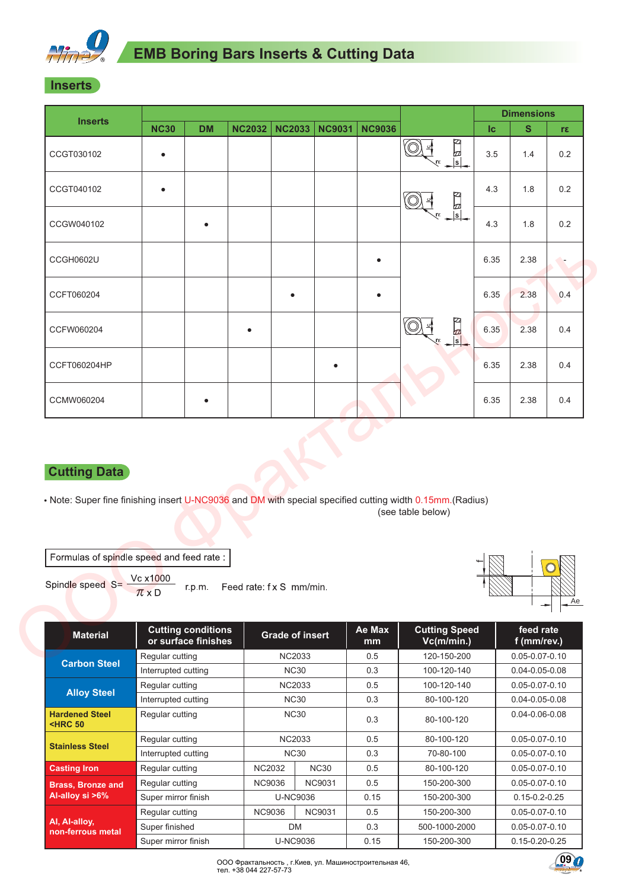# EMB Boring Bars Inserts & Cutting Data

## Inserts

| Inserts | NC30 | DM | NC2032 | NC2033 | NC9031 | NC9036 | | Dimensions | | |
|---|---|---|---|---|---|---|---|---|---|---|
| | | | | | | | | lc | S | rε |
| CCGT030102 | • | | | | | | | 3.5 | 1.4 | 0.2 |
| CCGT040102 | • | | | | | | | 4.3 | 1.8 | 0.2 |
| CCGW040102 | | • | | | | | | 4.3 | 1.8 | 0.2 |
| CCGH0602U | | | | | | • | | 6.35 | 2.38 | - |
| CCFT060204 | | | | • | | • | | 6.35 | 2.38 | 0.4 |
| CCFW060204 | | | • | | | | | 6.35 | 2.38 | 0.4 |
| CCFT060204HP | | | | | • | | | 6.35 | 2.38 | 0.4 |
| CCMW060204 | | • | | | | | | 6.35 | 2.38 | 0.4 |

## Cutting Data

• Note: Super fine finishing insert U-NC9036 and DM with special specified cutting width 0.15mm.(Radius) (see table below)

Formulas of spindle speed and feed rate :

Spindle speed $S = \dfrac{Vc \times 1000}{\pi \times D}$ r.p.m. Feed rate: f x S mm/min.

f

Ae

| Material | Cutting conditions or surface finishes | Grade of insert | | Ae Max mm | Cutting Speed Vc(m/min.) | feed rate f (mm/rev.) |
|---|---|---|---|---|---|---|
| Carbon Steel | Regular cutting | NC2033 | | 0.5 | 120-150-200 | 0.05-0.07-0.10 |
| | Interrupted cutting | NC30 | | 0.3 | 100-120-140 | 0.04-0.05-0.08 |
| Alloy Steel | Regular cutting | NC2033 | | 0.5 | 100-120-140 | 0.05-0.07-0.10 |
| | Interrupted cutting | NC30 | | 0.3 | 80-100-120 | 0.04-0.05-0.08 |
| Hardened Steel <HRC 50 | Regular cutting | NC30 | | 0.3 | 80-100-120 | 0.04-0.06-0.08 |
| Stainless Steel | Regular cutting | NC2033 | | 0.5 | 80-100-120 | 0.05-0.07-0.10 |
| | Interrupted cutting | NC30 | | 0.3 | 70-80-100 | 0.05-0.07-0.10 |
| Casting Iron | Regular cutting | NC2032 | NC30 | 0.5 | 80-100-120 | 0.05-0.07-0.10 |
| Brass, Bronze and Al-alloy si >6% | Regular cutting | NC9036 | NC9031 | 0.5 | 150-200-300 | 0.05-0.07-0.10 |
| | Super mirror finish | U-NC9036 | | 0.15 | 150-200-300 | 0.15-0.2-0.25 |
| Al, Al-alloy, non-ferrous metal | Regular cutting | NC9036 | NC9031 | 0.5 | 150-200-300 | 0.05-0.07-0.10 |
| | Super finished | DM | | 0.3 | 500-1000-2000 | 0.05-0.07-0.10 |
| | Super mirror finish | U-NC9036 | | 0.15 | 150-200-300 | 0.15-0.20-0.25 |

ООО Фрактальность , г.Киев, ул. Машиностроительная 46,
тел. +38 044 227-57-73